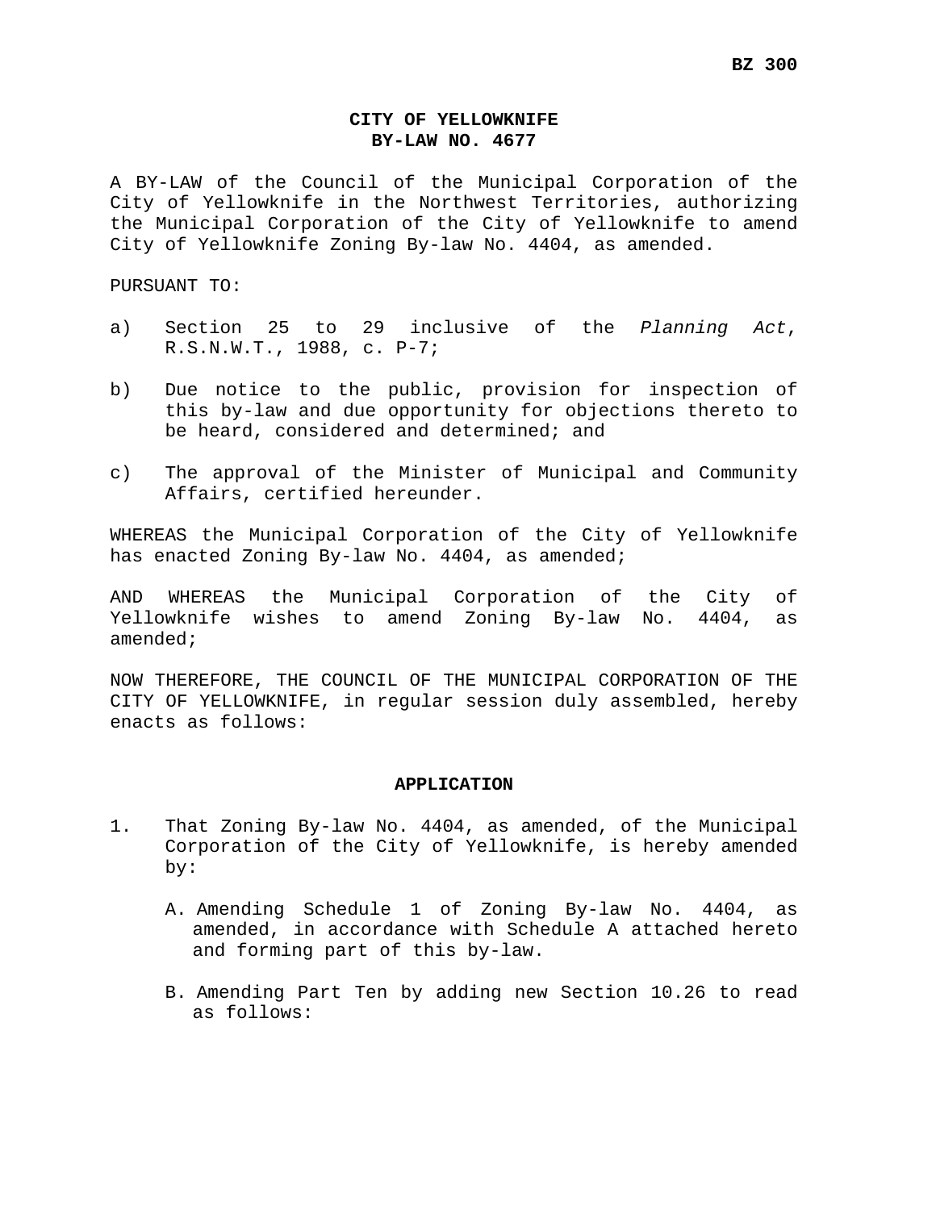BZ 300

**CITY OF YELLOWKNIFE**
**BY-LAW NO. 4677**

A BY-LAW of the Council of the Municipal Corporation of the City of Yellowknife in the Northwest Territories, authorizing the Municipal Corporation of the City of Yellowknife to amend City of Yellowknife Zoning By-law No. 4404, as amended.

PURSUANT TO:

a) Section 25 to 29 inclusive of the *Planning Act*, R.S.N.W.T., 1988, c. P-7;

b) Due notice to the public, provision for inspection of this by-law and due opportunity for objections thereto to be heard, considered and determined; and

c) The approval of the Minister of Municipal and Community Affairs, certified hereunder.

WHEREAS the Municipal Corporation of the City of Yellowknife has enacted Zoning By-law No. 4404, as amended;

AND WHEREAS the Municipal Corporation of the City of Yellowknife wishes to amend Zoning By-law No. 4404, as amended;

NOW THEREFORE, THE COUNCIL OF THE MUNICIPAL CORPORATION OF THE CITY OF YELLOWKNIFE, in regular session duly assembled, hereby enacts as follows:

**APPLICATION**

1. That Zoning By-law No. 4404, as amended, of the Municipal Corporation of the City of Yellowknife, is hereby amended by:

   A. Amending Schedule 1 of Zoning By-law No. 4404, as amended, in accordance with Schedule A attached hereto and forming part of this by-law.

   B. Amending Part Ten by adding new Section 10.26 to read as follows: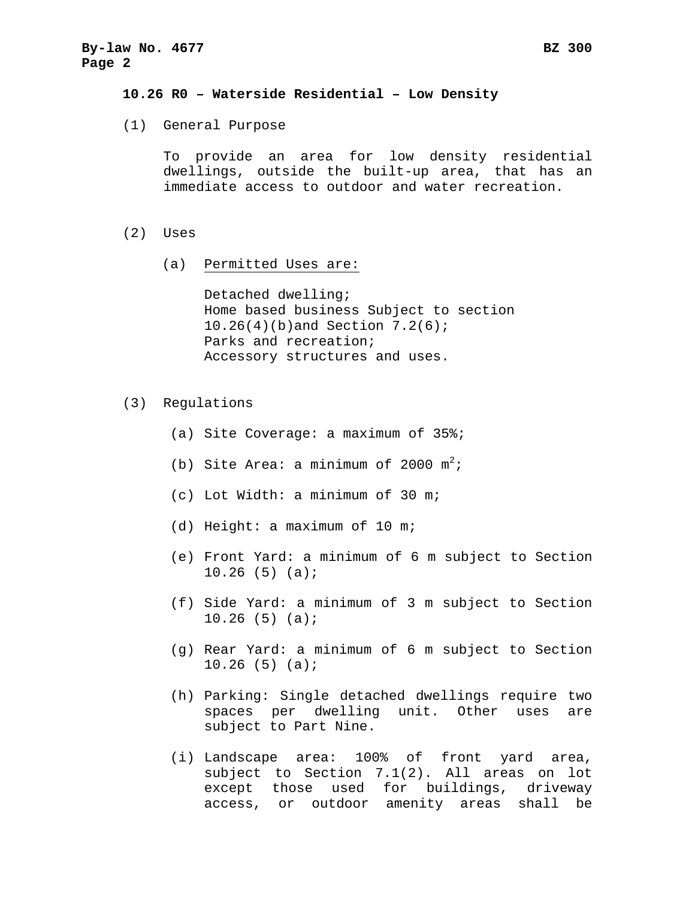### 10.26 R0 – Waterside Residential – Low Density

(1) General Purpose

To provide an area for low density residential dwellings, outside the built-up area, that has an immediate access to outdoor and water recreation.

(2) Uses

(a) Permitted Uses are:

Detached dwelling;
Home based business Subject to section 10.26(4)(b)and Section 7.2(6);
Parks and recreation;
Accessory structures and uses.

(3) Regulations

(a) Site Coverage: a maximum of 35%;

(b) Site Area: a minimum of 2000 $m^2$;

(c) Lot Width: a minimum of 30 m;

(d) Height: a maximum of 10 m;

(e) Front Yard: a minimum of 6 m subject to Section 10.26 (5) (a);

(f) Side Yard: a minimum of 3 m subject to Section 10.26 (5) (a);

(g) Rear Yard: a minimum of 6 m subject to Section 10.26 (5) (a);

(h) Parking: Single detached dwellings require two spaces per dwelling unit. Other uses are subject to Part Nine.

(i) Landscape area: 100% of front yard area, subject to Section 7.1(2). All areas on lot except those used for buildings, driveway access, or outdoor amenity areas shall be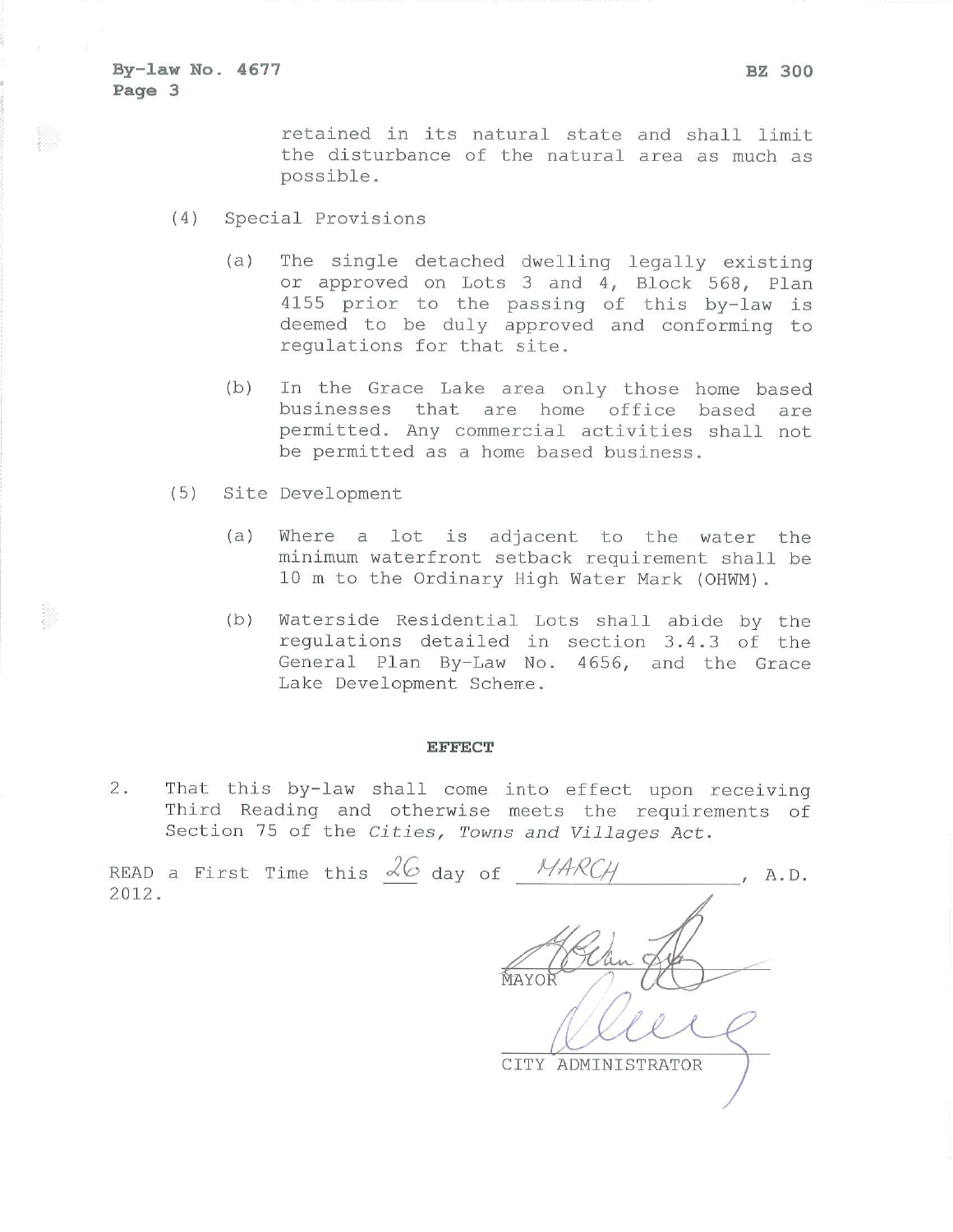retained in its natural state and shall limit the disturbance of the natural area as much as possible.

(4) Special Provisions

(a) The single detached dwelling legally existing or approved on Lots 3 and 4, Block 568, Plan 4155 prior to the passing of this by-law is deemed to be duly approved and conforming to regulations for that site.

(b) In the Grace Lake area only those home based businesses that are home office based are permitted. Any commercial activities shall not be permitted as a home based business.

(5) Site Development

(a) Where a lot is adjacent to the water the minimum waterfront setback requirement shall be 10 m to the Ordinary High Water Mark (OHWM).

(b) Waterside Residential Lots shall abide by the regulations detailed in section 3.4.3 of the General Plan By-Law No. 4656, and the Grace Lake Development Scheme.

**EFFECT**

2. That this by-law shall come into effect upon receiving Third Reading and otherwise meets the requirements of Section 75 of the *Cities, Towns and Villages Act*.

READ a First Time this 26 day of MARCH, A.D. 2012.

MAYOR

CITY ADMINISTRATOR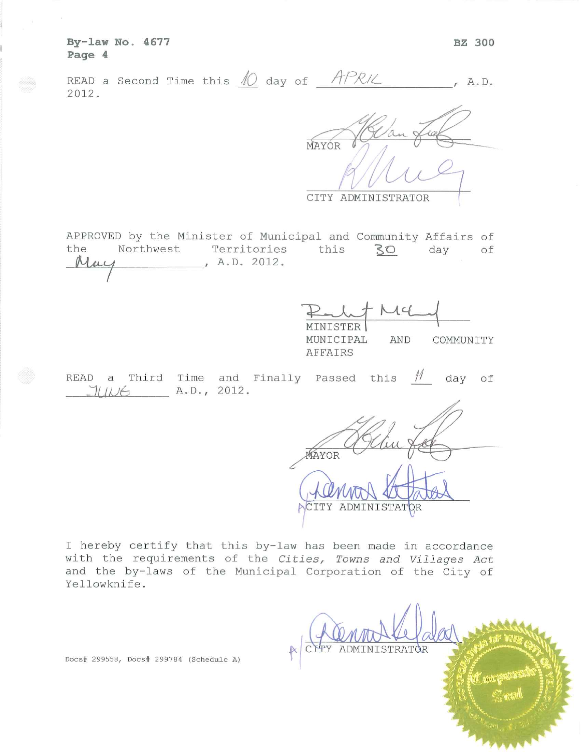By-law No. 4677
Page 4

BZ 300

READ a Second Time this 10 day of APRIL, A.D. 2012.

MAYOR

CITY ADMINISTRATOR

APPROVED by the Minister of Municipal and Community Affairs of the Northwest Territories this 30 day of May, A.D. 2012.

MINISTER
MUNICIPAL AND COMMUNITY AFFAIRS

READ a Third Time and Finally Passed this 11 day of JUNE A.D., 2012.

MAYOR

A/CITY ADMINISTRATOR

I hereby certify that this by-law has been made in accordance with the requirements of the *Cities, Towns and Villages Act* and the by-laws of the Municipal Corporation of the City of Yellowknife.

A/CITY ADMINISTRATOR

Docs# 299558, Docs# 299784 (Schedule A)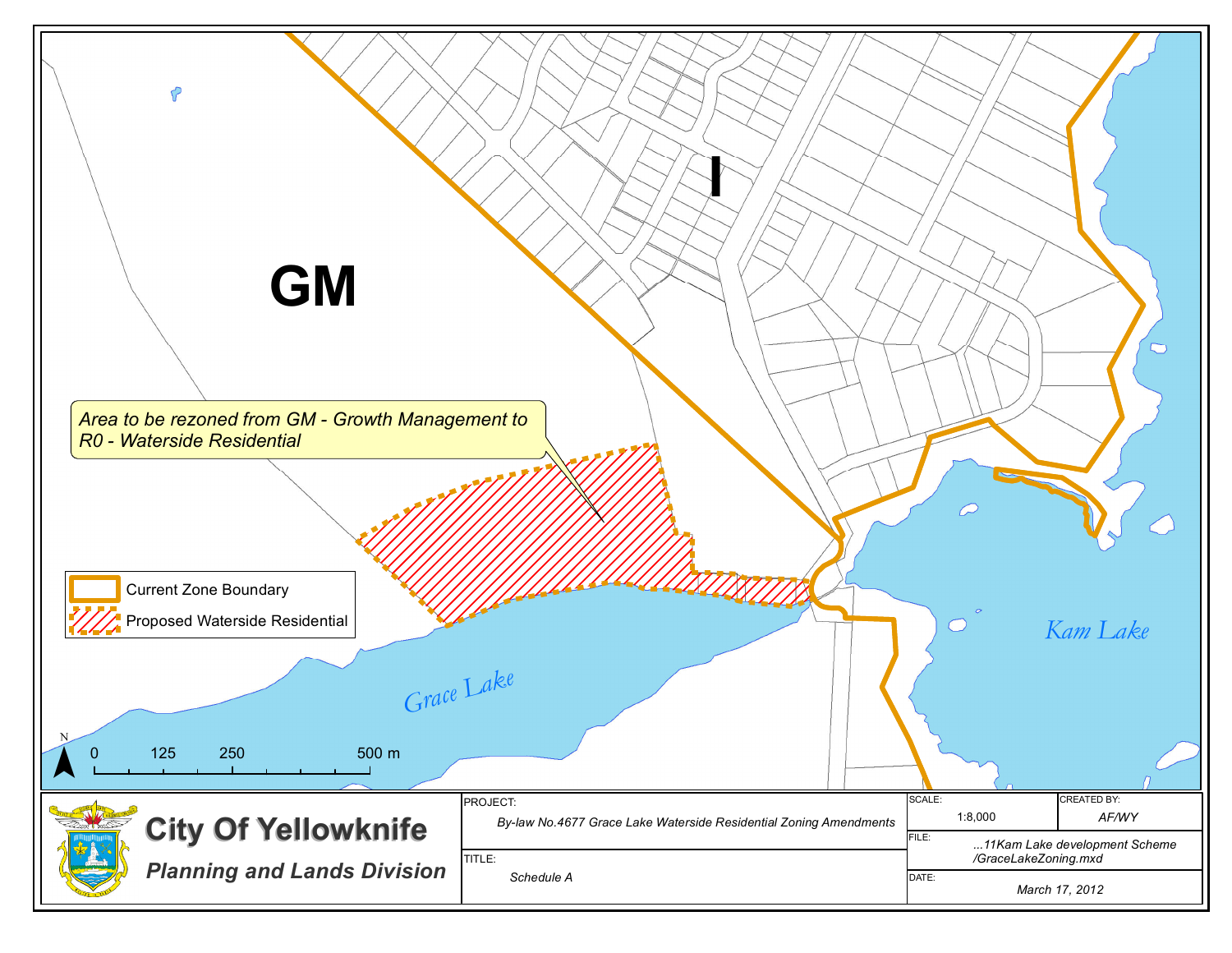GM

I

Area to be rezoned from GM - Growth Management to R0 - Waterside Residential

Current Zone Boundary

Proposed Waterside Residential

Grace Lake

Kam Lake

N

0 125 250 500 m

**City Of Yellowknife**

***Planning and Lands Division***

| | | | |
|---|---|---|---|
| PROJECT: *By-law No.4677 Grace Lake Waterside Residential Zoning Amendments* | SCALE: 1:8,000 | | CREATED BY: *AF/WY* |
| | FILE: *...11Kam Lake development Scheme /GraceLakeZoning.mxd* | | |
| TITLE: *Schedule A* | DATE: *March 17, 2012* | | |